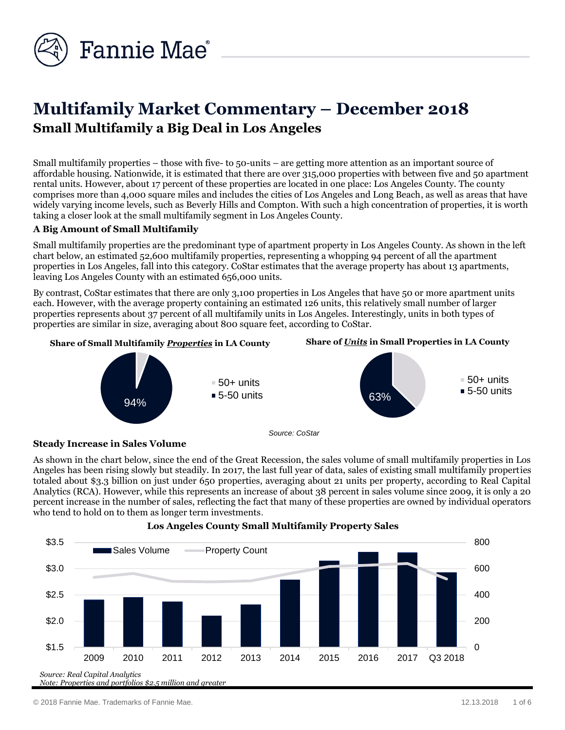# Multifamily Market Commentary – December 2018

## Small Multifamily a Big Deal in Los Angeles

Small multifamily properties – those with five- to 50-units – are getting more attention as an important source of affordable housing. Nationwide, it is estimated that there are over 315,000 properties with between five and 50 apartment rental units. However, about 17 percent of these properties are located in one place: Los Angeles County. The county comprises more than 4,000 square miles and includes the cities of Los Angeles and Long Beach, as well as areas that have widely varying income levels, such as Beverly Hills and Compton. With such a high concentration of properties, it is worth taking a closer look at the small multifamily segment in Los Angeles County.

### A Big Amount of Small Multifamily

Small multifamily properties are the predominant type of apartment property in Los Angeles County. As shown in the left chart below, an estimated 52,600 multifamily properties, representing a whopping 94 percent of all the apartment properties in Los Angeles, fall into this category. CoStar estimates that the average property has about 13 apartments, leaving Los Angeles County with an estimated 656,000 units.

By contrast, CoStar estimates that there are only 3,100 properties in Los Angeles that have 50 or more apartment units each. However, with the average property containing an estimated 126 units, this relatively small number of larger properties represents about 37 percent of all multifamily units in Los Angeles. Interestingly, units in both types of properties are similar in size, averaging about 800 square feet, according to CoStar.

**Share of Small Multifamily *Properties* in LA County**

- 50+ units
- 5-50 units: 94%

**Share of *Units* in Small Properties in LA County**

- 50+ units
- 5-50 units: 63%

*Source: CoStar*

### Steady Increase in Sales Volume

As shown in the chart below, since the end of the Great Recession, the sales volume of small multifamily properties in Los Angeles has been rising slowly but steadily. In 2017, the last full year of data, sales of existing small multifamily properties totaled about $3.3 billion on just under 650 properties, averaging about 21 units per property, according to Real Capital Analytics (RCA). However, while this represents an increase of about 38 percent in sales volume since 2009, it is only a 20 percent increase in the number of sales, reflecting the fact that many of these properties are owned by individual operators who tend to hold on to them as longer term investments.

**Los Angeles County Small Multifamily Property Sales**

Legend: Sales Volume (left axis, $1.5–$3.5); Property Count (right axis, 0–800)

Years: 2009, 2010, 2011, 2012, 2013, 2014, 2015, 2016, 2017, Q3 2018

*Source: Real Capital Analytics*
*Note: Properties and portfolios $2.5 million and greater*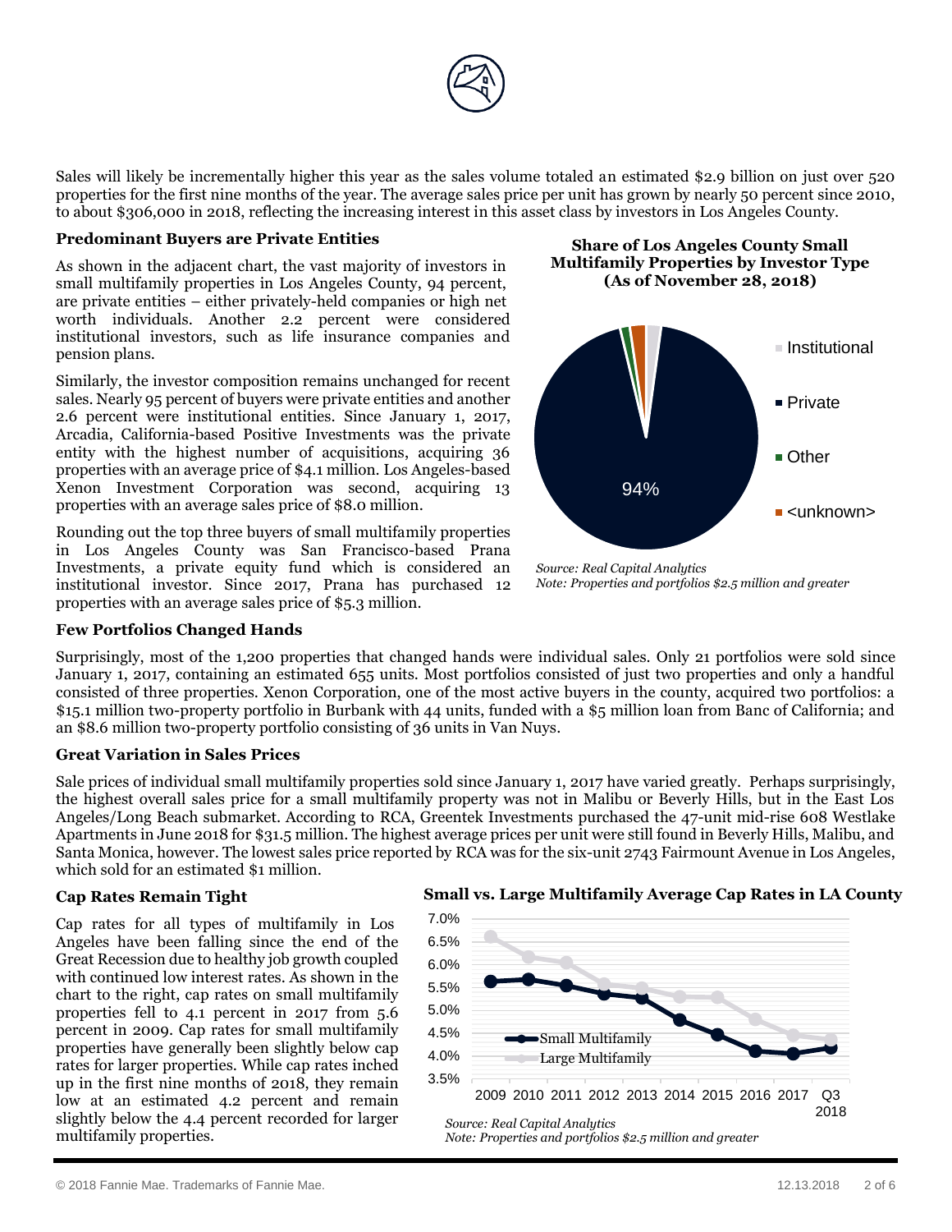Sales will likely be incrementally higher this year as the sales volume totaled an estimated $2.9 billion on just over 520 properties for the first nine months of the year. The average sales price per unit has grown by nearly 50 percent since 2010, to about $306,000 in 2018, reflecting the increasing interest in this asset class by investors in Los Angeles County.

### Predominant Buyers are Private Entities

As shown in the adjacent chart, the vast majority of investors in small multifamily properties in Los Angeles County, 94 percent, are private entities – either privately-held companies or high net worth individuals. Another 2.2 percent were considered institutional investors, such as life insurance companies and pension plans.

Similarly, the investor composition remains unchanged for recent sales. Nearly 95 percent of buyers were private entities and another 2.6 percent were institutional entities. Since January 1, 2017, Arcadia, California-based Positive Investments was the private entity with the highest number of acquisitions, acquiring 36 properties with an average price of $4.1 million. Los Angeles-based Xenon Investment Corporation was second, acquiring 13 properties with an average sales price of $8.0 million.

Rounding out the top three buyers of small multifamily properties in Los Angeles County was San Francisco-based Prana Investments, a private equity fund which is considered an institutional investor. Since 2017, Prana has purchased 12 properties with an average sales price of $5.3 million.

**Share of Los Angeles County Small Multifamily Properties by Investor Type (As of November 28, 2018)**

Institutional / Private / Other / <unknown>

94%

*Source: Real Capital Analytics*
*Note: Properties and portfolios $2.5 million and greater*

### Few Portfolios Changed Hands

Surprisingly, most of the 1,200 properties that changed hands were individual sales. Only 21 portfolios were sold since January 1, 2017, containing an estimated 655 units. Most portfolios consisted of just two properties and only a handful consisted of three properties. Xenon Corporation, one of the most active buyers in the county, acquired two portfolios: a $15.1 million two-property portfolio in Burbank with 44 units, funded with a $5 million loan from Banc of California; and an $8.6 million two-property portfolio consisting of 36 units in Van Nuys.

### Great Variation in Sales Prices

Sale prices of individual small multifamily properties sold since January 1, 2017 have varied greatly. Perhaps surprisingly, the highest overall sales price for a small multifamily property was not in Malibu or Beverly Hills, but in the East Los Angeles/Long Beach submarket. According to RCA, Greentek Investments purchased the 47-unit mid-rise 608 Westlake Apartments in June 2018 for $31.5 million. The highest average prices per unit were still found in Beverly Hills, Malibu, and Santa Monica, however. The lowest sales price reported by RCA was for the six-unit 2743 Fairmount Avenue in Los Angeles, which sold for an estimated $1 million.

### Cap Rates Remain Tight

Cap rates for all types of multifamily in Los Angeles have been falling since the end of the Great Recession due to healthy job growth coupled with continued low interest rates. As shown in the chart to the right, cap rates on small multifamily properties fell to 4.1 percent in 2017 from 5.6 percent in 2009. Cap rates for small multifamily properties have generally been slightly below cap rates for larger properties. While cap rates inched up in the first nine months of 2018, they remain low at an estimated 4.2 percent and remain slightly below the 4.4 percent recorded for larger multifamily properties.

**Small vs. Large Multifamily Average Cap Rates in LA County**

Small Multifamily / Large Multifamily

2009, 2010, 2011, 2012, 2013, 2014, 2015, 2016, 2017, Q3 2018

*Source: Real Capital Analytics*
*Note: Properties and portfolios $2.5 million and greater*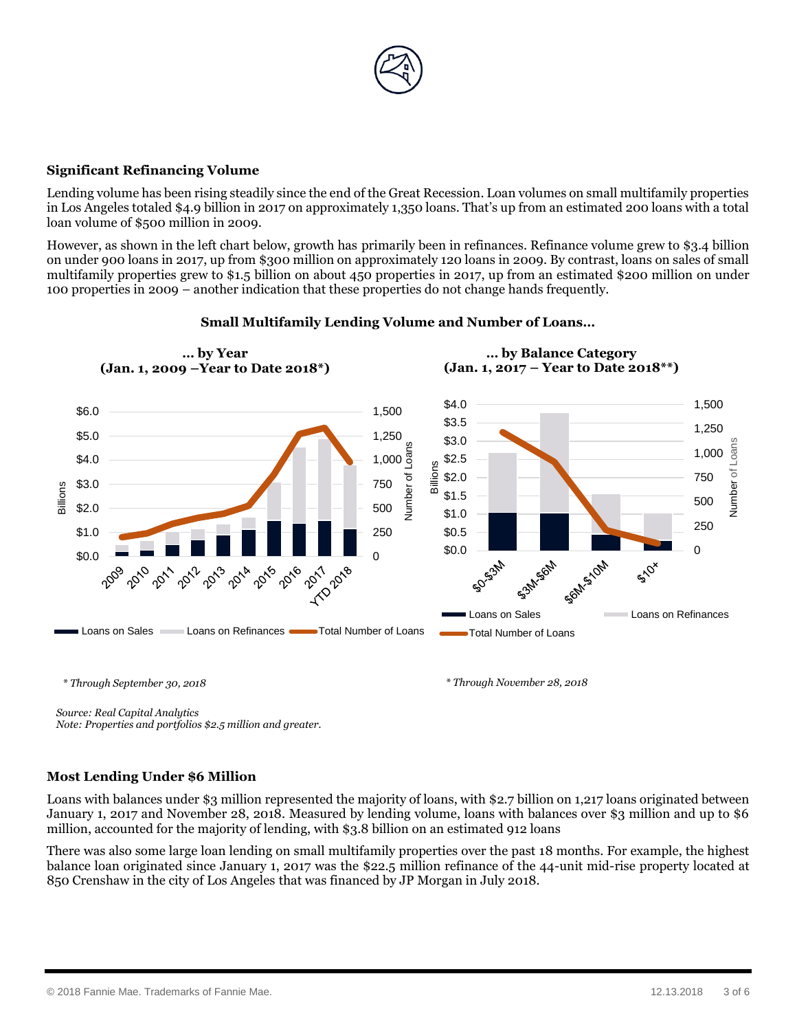### Significant Refinancing Volume

Lending volume has been rising steadily since the end of the Great Recession. Loan volumes on small multifamily properties in Los Angeles totaled $4.9 billion in 2017 on approximately 1,350 loans. That's up from an estimated 200 loans with a total loan volume of $500 million in 2009.

However, as shown in the left chart below, growth has primarily been in refinances. Refinance volume grew to $3.4 billion on under 900 loans in 2017, up from $300 million on approximately 120 loans in 2009. By contrast, loans on sales of small multifamily properties grew to $1.5 billion on about 450 properties in 2017, up from an estimated $200 million on under 100 properties in 2009 – another indication that these properties do not change hands frequently.

**Small Multifamily Lending Volume and Number of Loans…**

**… by Year (Jan. 1, 2009 –Year to Date 2018*)**

**… by Balance Category (Jan. 1, 2017 – Year to Date 2018**)**

*\* Through September 30, 2018*

*\* Through November 28, 2018*

*Source: Real Capital Analytics*
*Note: Properties and portfolios $2.5 million and greater.*

### Most Lending Under $6 Million

Loans with balances under $3 million represented the majority of loans, with $2.7 billion on 1,217 loans originated between January 1, 2017 and November 28, 2018. Measured by lending volume, loans with balances over $3 million and up to $6 million, accounted for the majority of lending, with $3.8 billion on an estimated 912 loans

There was also some large loan lending on small multifamily properties over the past 18 months. For example, the highest balance loan originated since January 1, 2017 was the $22.5 million refinance of the 44-unit mid-rise property located at 850 Crenshaw in the city of Los Angeles that was financed by JP Morgan in July 2018.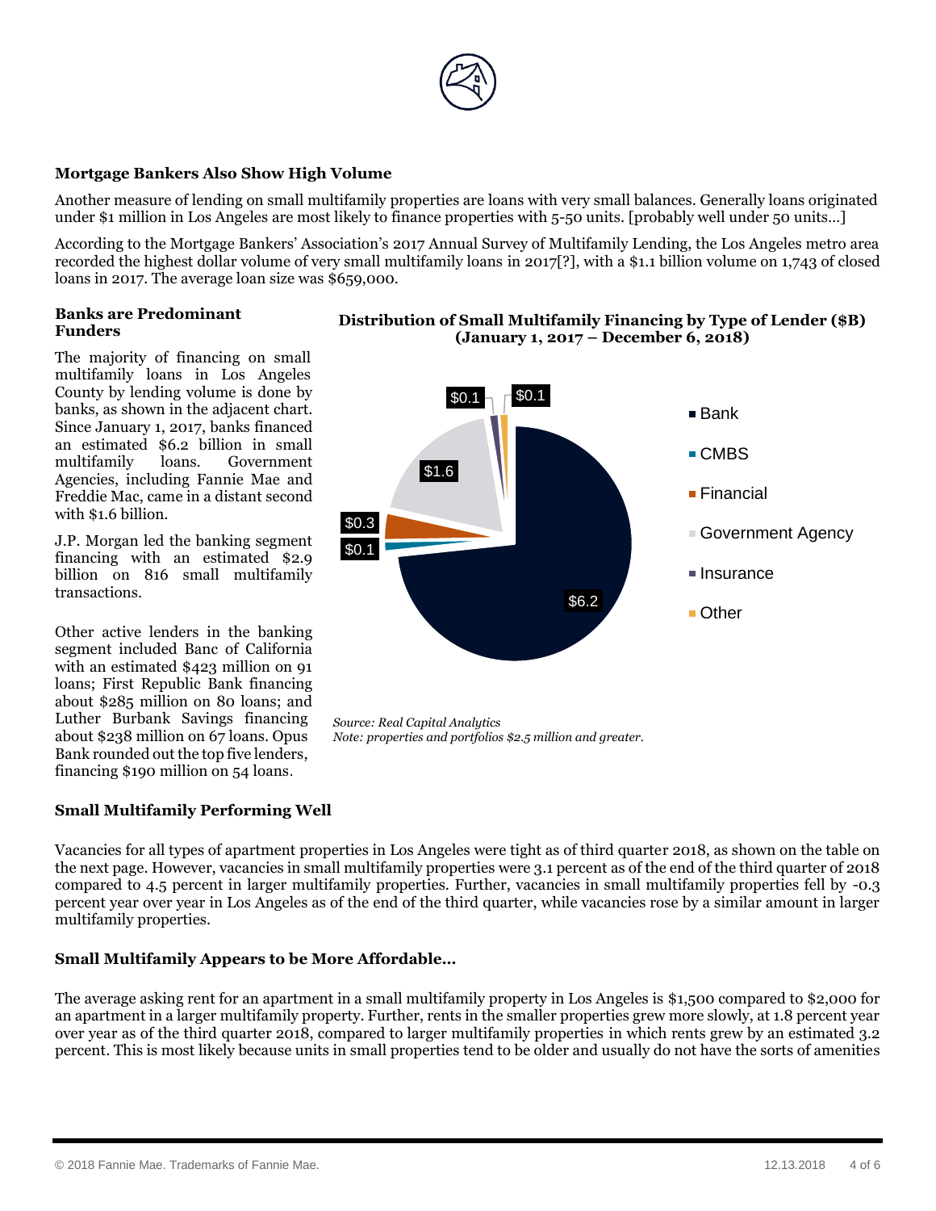### Mortgage Bankers Also Show High Volume

Another measure of lending on small multifamily properties are loans with very small balances. Generally loans originated under $1 million in Los Angeles are most likely to finance properties with 5-50 units. [probably well under 50 units…]

According to the Mortgage Bankers' Association's 2017 Annual Survey of Multifamily Lending, the Los Angeles metro area recorded the highest dollar volume of very small multifamily loans in 2017[?], with a $1.1 billion volume on 1,743 of closed loans in 2017. The average loan size was $659,000.

### Banks are Predominant Funders

The majority of financing on small multifamily loans in Los Angeles County by lending volume is done by banks, as shown in the adjacent chart. Since January 1, 2017, banks financed an estimated $6.2 billion in small multifamily loans. Government Agencies, including Fannie Mae and Freddie Mac, came in a distant second with $1.6 billion.

J.P. Morgan led the banking segment financing with an estimated $2.9 billion on 816 small multifamily transactions.

Other active lenders in the banking segment included Banc of California with an estimated $423 million on 91 loans; First Republic Bank financing about $285 million on 80 loans; and Luther Burbank Savings financing about $238 million on 67 loans. Opus Bank rounded out the top five lenders, financing $190 million on 54 loans.

**Distribution of Small Multifamily Financing by Type of Lender ($B) (January 1, 2017 – December 6, 2018)**

| Type of Lender | $B |
|---|---|
| Bank | $6.2 |
| CMBS | $0.1 |
| Financial | $0.3 |
| Government Agency | $1.6 |
| Insurance | $0.1 |
| Other | $0.1 |

*Source: Real Capital Analytics*
*Note: properties and portfolios $2.5 million and greater.*

### Small Multifamily Performing Well

Vacancies for all types of apartment properties in Los Angeles were tight as of third quarter 2018, as shown on the table on the next page. However, vacancies in small multifamily properties were 3.1 percent as of the end of the third quarter of 2018 compared to 4.5 percent in larger multifamily properties. Further, vacancies in small multifamily properties fell by -0.3 percent year over year in Los Angeles as of the end of the third quarter, while vacancies rose by a similar amount in larger multifamily properties.

### Small Multifamily Appears to be More Affordable…

The average asking rent for an apartment in a small multifamily property in Los Angeles is $1,500 compared to $2,000 for an apartment in a larger multifamily property. Further, rents in the smaller properties grew more slowly, at 1.8 percent year over year as of the third quarter 2018, compared to larger multifamily properties in which rents grew by an estimated 3.2 percent. This is most likely because units in small properties tend to be older and usually do not have the sorts of amenities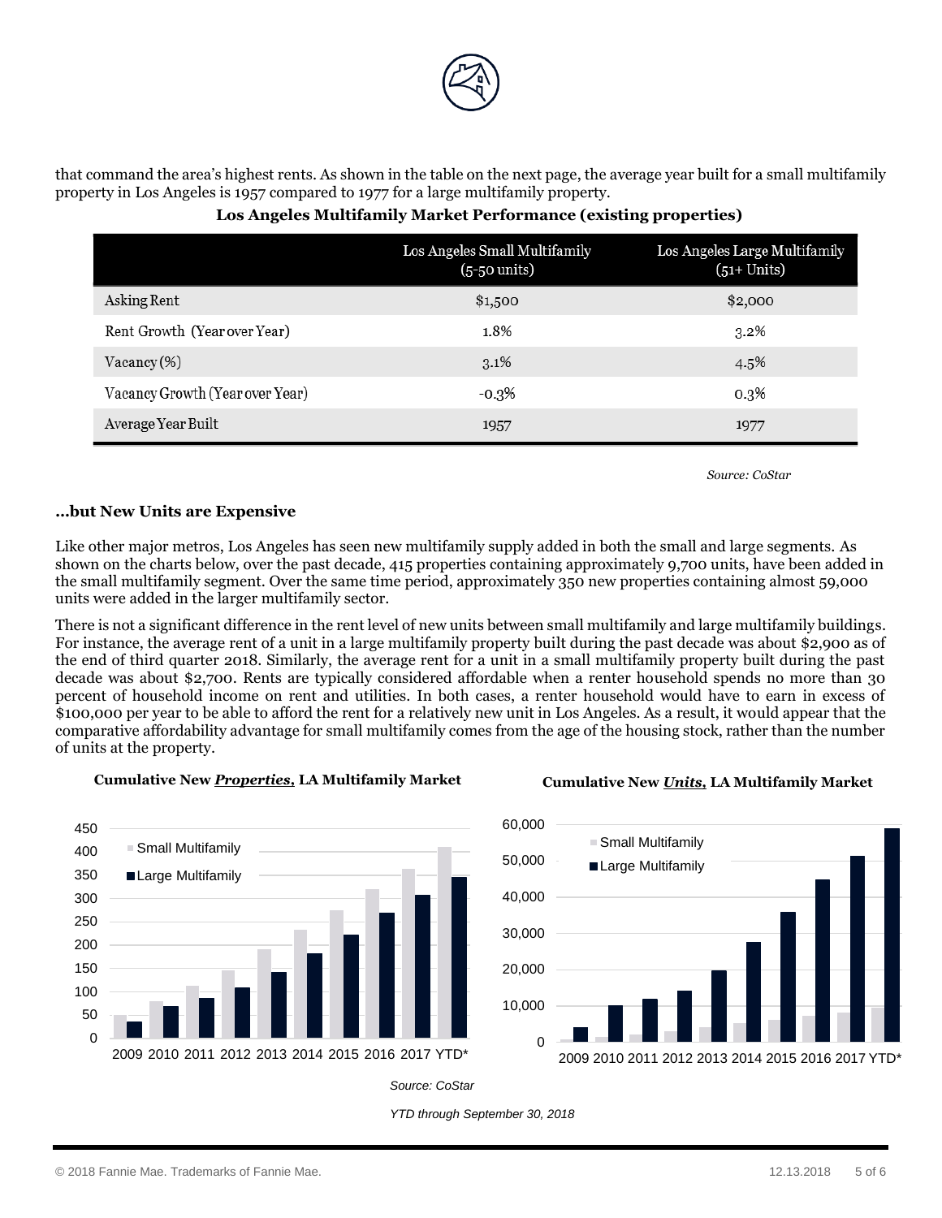that command the area's highest rents. As shown in the table on the next page, the average year built for a small multifamily property in Los Angeles is 1957 compared to 1977 for a large multifamily property.

**Los Angeles Multifamily Market Performance (existing properties)**

| | Los Angeles Small Multifamily (5-50 units) | Los Angeles Large Multifamily (51+ Units) |
|---|---|---|
| Asking Rent | $1,500 | $2,000 |
| Rent Growth (Year over Year) | 1.8% | 3.2% |
| Vacancy (%) | 3.1% | 4.5% |
| Vacancy Growth (Year over Year) | -0.3% | 0.3% |
| Average Year Built | 1957 | 1977 |

*Source: CoStar*

**…but New Units are Expensive**

Like other major metros, Los Angeles has seen new multifamily supply added in both the small and large segments. As shown on the charts below, over the past decade, 415 properties containing approximately 9,700 units, have been added in the small multifamily segment. Over the same time period, approximately 350 new properties containing almost 59,000 units were added in the larger multifamily sector.

There is not a significant difference in the rent level of new units between small multifamily and large multifamily buildings. For instance, the average rent of a unit in a large multifamily property built during the past decade was about $2,900 as of the end of third quarter 2018. Similarly, the average rent for a unit in a small multifamily property built during the past decade was about $2,700. Rents are typically considered affordable when a renter household spends no more than 30 percent of household income on rent and utilities. In both cases, a renter household would have to earn in excess of $100,000 per year to be able to afford the rent for a relatively new unit in Los Angeles. As a result, it would appear that the comparative affordability advantage for small multifamily comes from the age of the housing stock, rather than the number of units at the property.

**Cumulative New *Properties*, LA Multifamily Market**

**Cumulative New *Units*, LA Multifamily Market**

*Source: CoStar*

*YTD through September 30, 2018*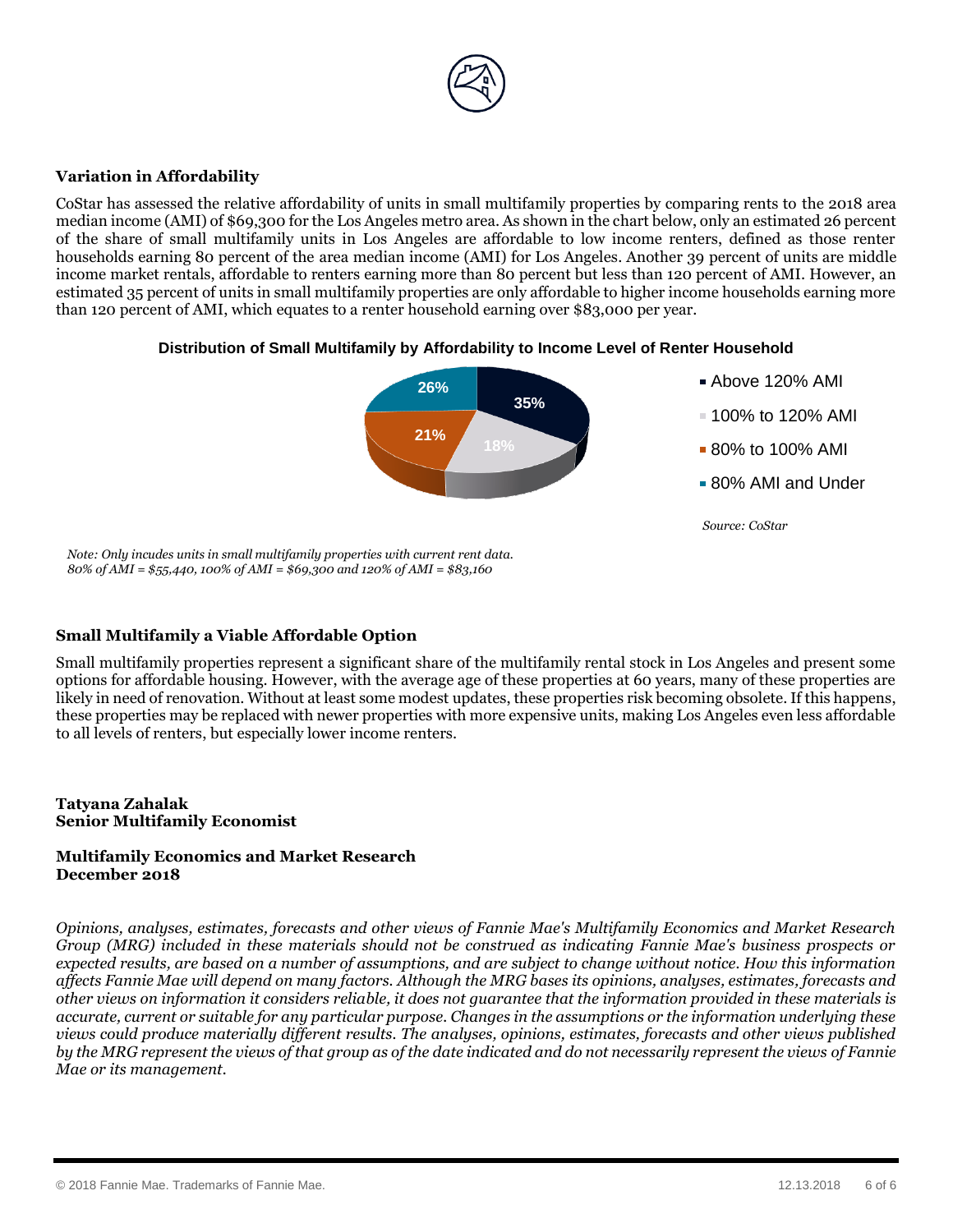## Variation in Affordability

CoStar has assessed the relative affordability of units in small multifamily properties by comparing rents to the 2018 area median income (AMI) of $69,300 for the Los Angeles metro area. As shown in the chart below, only an estimated 26 percent of the share of small multifamily units in Los Angeles are affordable to low income renters, defined as those renter households earning 80 percent of the area median income (AMI) for Los Angeles. Another 39 percent of units are middle income market rentals, affordable to renters earning more than 80 percent but less than 120 percent of AMI. However, an estimated 35 percent of units in small multifamily properties are only affordable to higher income households earning more than 120 percent of AMI, which equates to a renter household earning over $83,000 per year.

**Distribution of Small Multifamily by Affordability to Income Level of Renter Household**

26%
35%
21%
18%

Above 120% AMI
100% to 120% AMI
80% to 100% AMI
80% AMI and Under

*Source: CoStar*

*Note: Only incudes units in small multifamily properties with current rent data.*
*80% of AMI = $55,440, 100% of AMI = $69,300 and 120% of AMI = $83,160*

## Small Multifamily a Viable Affordable Option

Small multifamily properties represent a significant share of the multifamily rental stock in Los Angeles and present some options for affordable housing. However, with the average age of these properties at 60 years, many of these properties are likely in need of renovation. Without at least some modest updates, these properties risk becoming obsolete. If this happens, these properties may be replaced with newer properties with more expensive units, making Los Angeles even less affordable to all levels of renters, but especially lower income renters.

**Tatyana Zahalak**
**Senior Multifamily Economist**

**Multifamily Economics and Market Research**
**December 2018**

*Opinions, analyses, estimates, forecasts and other views of Fannie Mae's Multifamily Economics and Market Research Group (MRG) included in these materials should not be construed as indicating Fannie Mae's business prospects or expected results, are based on a number of assumptions, and are subject to change without notice. How this information affects Fannie Mae will depend on many factors. Although the MRG bases its opinions, analyses, estimates, forecasts and other views on information it considers reliable, it does not guarantee that the information provided in these materials is accurate, current or suitable for any particular purpose. Changes in the assumptions or the information underlying these views could produce materially different results. The analyses, opinions, estimates, forecasts and other views published by the MRG represent the views of that group as of the date indicated and do not necessarily represent the views of Fannie Mae or its management.*

© 2018 Fannie Mae. Trademarks of Fannie Mae.